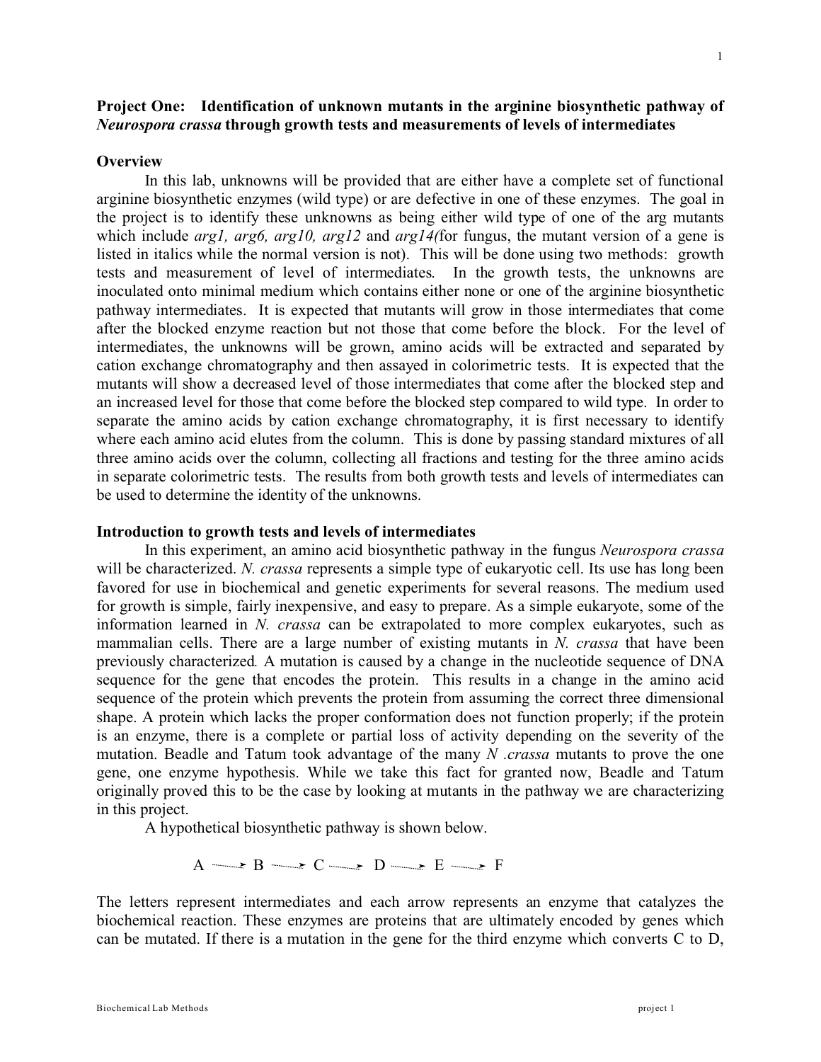**Project One: Identification of unknown mutants in the arginine biosynthetic pathway of *Neurospora crassa* through growth tests and measurements of levels of intermediates**

**Overview**

In this lab, unknowns will be provided that are either have a complete set of functional arginine biosynthetic enzymes (wild type) or are defective in one of these enzymes. The goal in the project is to identify these unknowns as being either wild type of one of the arg mutants which include *arg1, arg6, arg10, arg12* and *arg14*(for fungus, the mutant version of a gene is listed in italics while the normal version is not). This will be done using two methods: growth tests and measurement of level of intermediates. In the growth tests, the unknowns are inoculated onto minimal medium which contains either none or one of the arginine biosynthetic pathway intermediates. It is expected that mutants will grow in those intermediates that come after the blocked enzyme reaction but not those that come before the block. For the level of intermediates, the unknowns will be grown, amino acids will be extracted and separated by cation exchange chromatography and then assayed in colorimetric tests. It is expected that the mutants will show a decreased level of those intermediates that come after the blocked step and an increased level for those that come before the blocked step compared to wild type. In order to separate the amino acids by cation exchange chromatography, it is first necessary to identify where each amino acid elutes from the column. This is done by passing standard mixtures of all three amino acids over the column, collecting all fractions and testing for the three amino acids in separate colorimetric tests. The results from both growth tests and levels of intermediates can be used to determine the identity of the unknowns.

**Introduction to growth tests and levels of intermediates**

In this experiment, an amino acid biosynthetic pathway in the fungus *Neurospora crassa* will be characterized. *N. crassa* represents a simple type of eukaryotic cell. Its use has long been favored for use in biochemical and genetic experiments for several reasons. The medium used for growth is simple, fairly inexpensive, and easy to prepare. As a simple eukaryote, some of the information learned in *N. crassa* can be extrapolated to more complex eukaryotes, such as mammalian cells. There are a large number of existing mutants in *N. crassa* that have been previously characterized. A mutation is caused by a change in the nucleotide sequence of DNA sequence for the gene that encodes the protein. This results in a change in the amino acid sequence of the protein which prevents the protein from assuming the correct three dimensional shape. A protein which lacks the proper conformation does not function properly; if the protein is an enzyme, there is a complete or partial loss of activity depending on the severity of the mutation. Beadle and Tatum took advantage of the many *N .crassa* mutants to prove the one gene, one enzyme hypothesis. While we take this fact for granted now, Beadle and Tatum originally proved this to be the case by looking at mutants in the pathway we are characterizing in this project.

A hypothetical biosynthetic pathway is shown below.

$$A \rightarrow B \rightarrow C \rightarrow D \rightarrow E \rightarrow F$$

The letters represent intermediates and each arrow represents an enzyme that catalyzes the biochemical reaction. These enzymes are proteins that are ultimately encoded by genes which can be mutated. If there is a mutation in the gene for the third enzyme which converts C to D,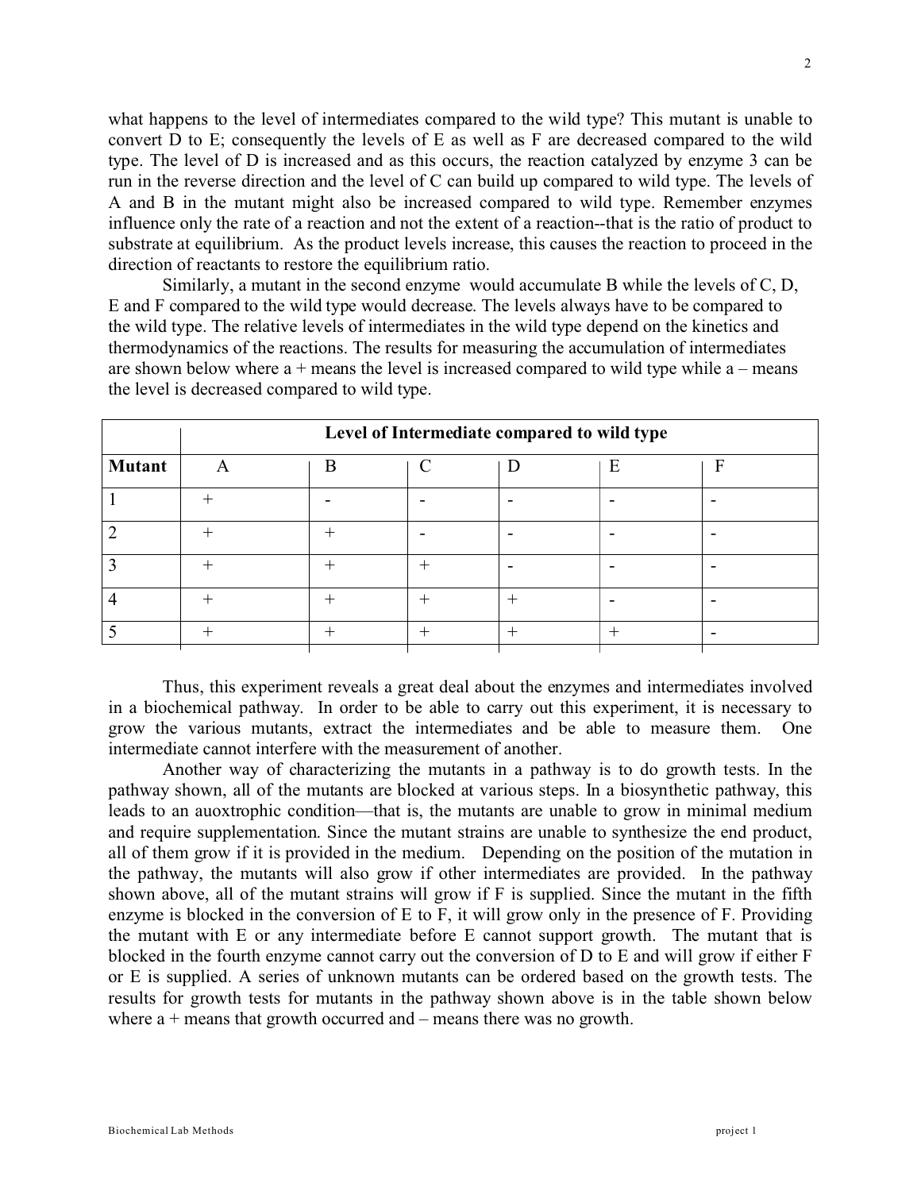what happens to the level of intermediates compared to the wild type? This mutant is unable to convert D to E; consequently the levels of E as well as F are decreased compared to the wild type. The level of D is increased and as this occurs, the reaction catalyzed by enzyme 3 can be run in the reverse direction and the level of C can build up compared to wild type. The levels of A and B in the mutant might also be increased compared to wild type. Remember enzymes influence only the rate of a reaction and not the extent of a reaction--that is the ratio of product to substrate at equilibrium. As the product levels increase, this causes the reaction to proceed in the direction of reactants to restore the equilibrium ratio.

Similarly, a mutant in the second enzyme would accumulate B while the levels of C, D, E and F compared to the wild type would decrease. The levels always have to be compared to the wild type. The relative levels of intermediates in the wild type depend on the kinetics and thermodynamics of the reactions. The results for measuring the accumulation of intermediates are shown below where a + means the level is increased compared to wild type while a – means the level is decreased compared to wild type.

| | Level of Intermediate compared to wild type | | | | | |
|---|---|---|---|---|---|---|
| **Mutant** | A | B | C | D | E | F |
| 1 | + | - | - | - | - | - |
| 2 | + | + | - | - | - | - |
| 3 | + | + | + | - | - | - |
| 4 | + | + | + | + | - | - |
| 5 | + | + | + | + | + | - |

Thus, this experiment reveals a great deal about the enzymes and intermediates involved in a biochemical pathway. In order to be able to carry out this experiment, it is necessary to grow the various mutants, extract the intermediates and be able to measure them. One intermediate cannot interfere with the measurement of another.

Another way of characterizing the mutants in a pathway is to do growth tests. In the pathway shown, all of the mutants are blocked at various steps. In a biosynthetic pathway, this leads to an auoxtrophic condition—that is, the mutants are unable to grow in minimal medium and require supplementation. Since the mutant strains are unable to synthesize the end product, all of them grow if it is provided in the medium. Depending on the position of the mutation in the pathway, the mutants will also grow if other intermediates are provided. In the pathway shown above, all of the mutant strains will grow if F is supplied. Since the mutant in the fifth enzyme is blocked in the conversion of E to F, it will grow only in the presence of F. Providing the mutant with E or any intermediate before E cannot support growth. The mutant that is blocked in the fourth enzyme cannot carry out the conversion of D to E and will grow if either F or E is supplied. A series of unknown mutants can be ordered based on the growth tests. The results for growth tests for mutants in the pathway shown above is in the table shown below where a + means that growth occurred and – means there was no growth.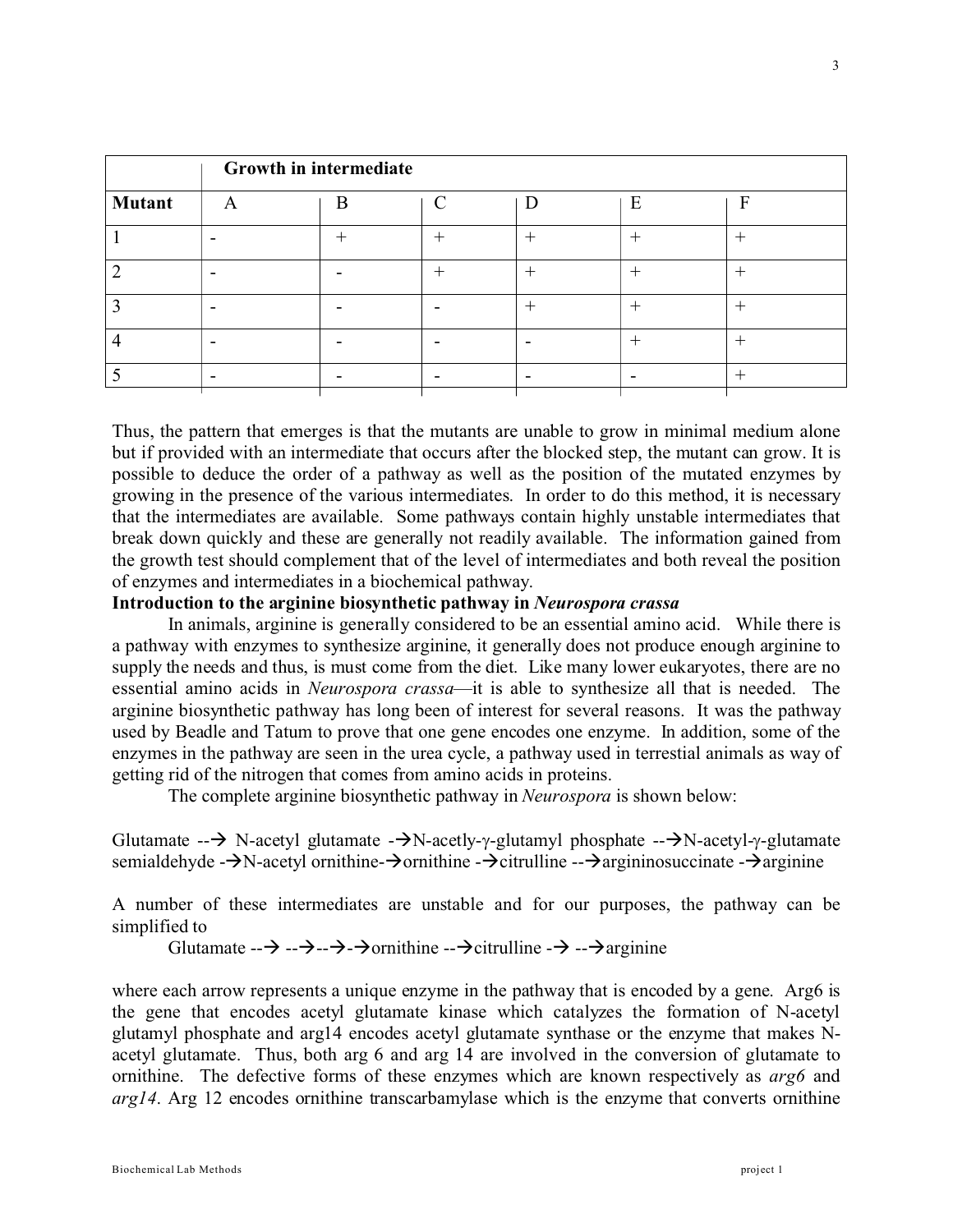| | Growth in intermediate | | | | | |
|---|---|---|---|---|---|---|
| **Mutant** | A | B | C | D | E | F |
| 1 | - | + | + | + | + | + |
| 2 | - | - | + | + | + | + |
| 3 | - | - | - | + | + | + |
| 4 | - | - | - | - | + | + |
| 5 | - | - | - | - | - | + |

Thus, the pattern that emerges is that the mutants are unable to grow in minimal medium alone but if provided with an intermediate that occurs after the blocked step, the mutant can grow. It is possible to deduce the order of a pathway as well as the position of the mutated enzymes by growing in the presence of the various intermediates. In order to do this method, it is necessary that the intermediates are available. Some pathways contain highly unstable intermediates that break down quickly and these are generally not readily available. The information gained from the growth test should complement that of the level of intermediates and both reveal the position of enzymes and intermediates in a biochemical pathway.

**Introduction to the arginine biosynthetic pathway in *Neurospora crassa***

In animals, arginine is generally considered to be an essential amino acid. While there is a pathway with enzymes to synthesize arginine, it generally does not produce enough arginine to supply the needs and thus, is must come from the diet. Like many lower eukaryotes, there are no essential amino acids in *Neurospora crassa*—it is able to synthesize all that is needed. The arginine biosynthetic pathway has long been of interest for several reasons. It was the pathway used by Beadle and Tatum to prove that one gene encodes one enzyme. In addition, some of the enzymes in the pathway are seen in the urea cycle, a pathway used in terrestial animals as way of getting rid of the nitrogen that comes from amino acids in proteins.

The complete arginine biosynthetic pathway in *Neurospora* is shown below:

Glutamate --→ N-acetyl glutamate -→N-acetly-γ-glutamyl phosphate --→N-acetyl-γ-glutamate semialdehyde -→N-acetyl ornithine-→ornithine -→citrulline --→argininosuccinate -→arginine

A number of these intermediates are unstable and for our purposes, the pathway can be simplified to

Glutamate --→ --→--→-→ornithine --→citrulline -→ --→arginine

where each arrow represents a unique enzyme in the pathway that is encoded by a gene. Arg6 is the gene that encodes acetyl glutamate kinase which catalyzes the formation of N-acetyl glutamyl phosphate and arg14 encodes acetyl glutamate synthase or the enzyme that makes N-acetyl glutamate. Thus, both arg 6 and arg 14 are involved in the conversion of glutamate to ornithine. The defective forms of these enzymes which are known respectively as *arg6* and *arg14*. Arg 12 encodes ornithine transcarbamylase which is the enzyme that converts ornithine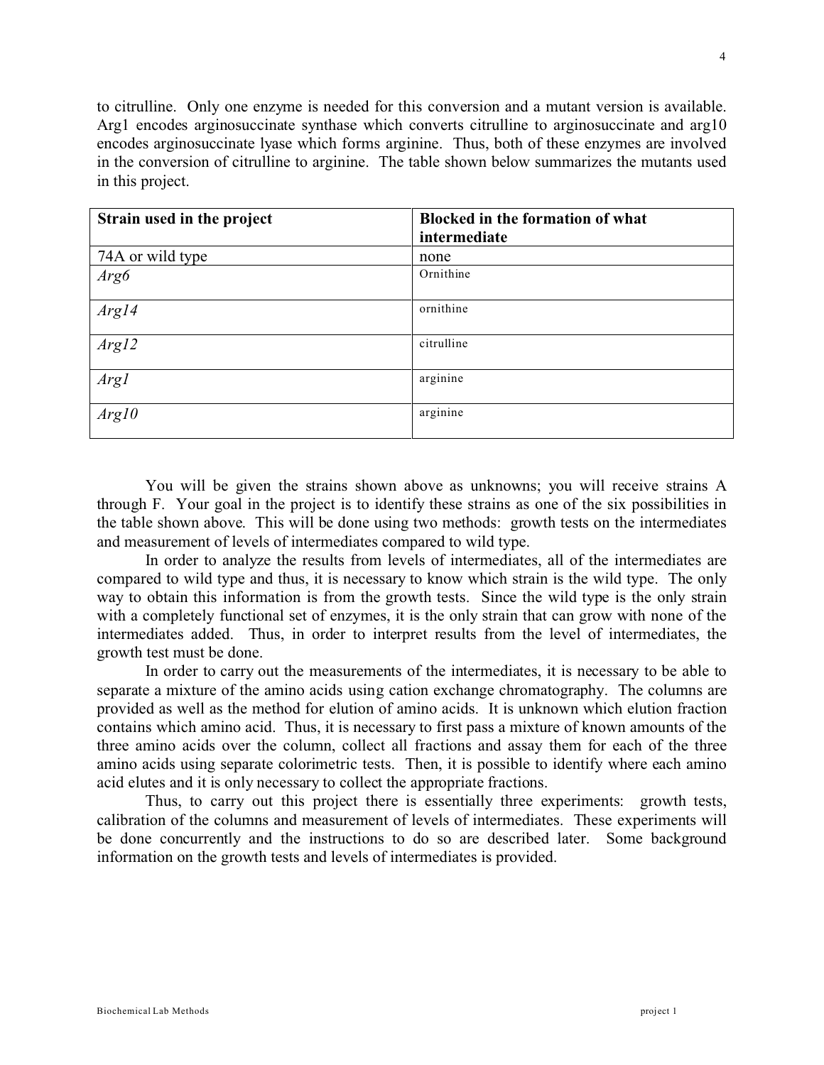to citrulline. Only one enzyme is needed for this conversion and a mutant version is available. Arg1 encodes arginosuccinate synthase which converts citrulline to arginosuccinate and arg10 encodes arginosuccinate lyase which forms arginine. Thus, both of these enzymes are involved in the conversion of citrulline to arginine. The table shown below summarizes the mutants used in this project.

| Strain used in the project | Blocked in the formation of what intermediate |
| --- | --- |
| 74A or wild type | none |
| *Arg6* | Ornithine |
| *Arg14* | ornithine |
| *Arg12* | citrulline |
| *Arg1* | arginine |
| *Arg10* | arginine |

You will be given the strains shown above as unknowns; you will receive strains A through F. Your goal in the project is to identify these strains as one of the six possibilities in the table shown above. This will be done using two methods: growth tests on the intermediates and measurement of levels of intermediates compared to wild type.

In order to analyze the results from levels of intermediates, all of the intermediates are compared to wild type and thus, it is necessary to know which strain is the wild type. The only way to obtain this information is from the growth tests. Since the wild type is the only strain with a completely functional set of enzymes, it is the only strain that can grow with none of the intermediates added. Thus, in order to interpret results from the level of intermediates, the growth test must be done.

In order to carry out the measurements of the intermediates, it is necessary to be able to separate a mixture of the amino acids using cation exchange chromatography. The columns are provided as well as the method for elution of amino acids. It is unknown which elution fraction contains which amino acid. Thus, it is necessary to first pass a mixture of known amounts of the three amino acids over the column, collect all fractions and assay them for each of the three amino acids using separate colorimetric tests. Then, it is possible to identify where each amino acid elutes and it is only necessary to collect the appropriate fractions.

Thus, to carry out this project there is essentially three experiments: growth tests, calibration of the columns and measurement of levels of intermediates. These experiments will be done concurrently and the instructions to do so are described later. Some background information on the growth tests and levels of intermediates is provided.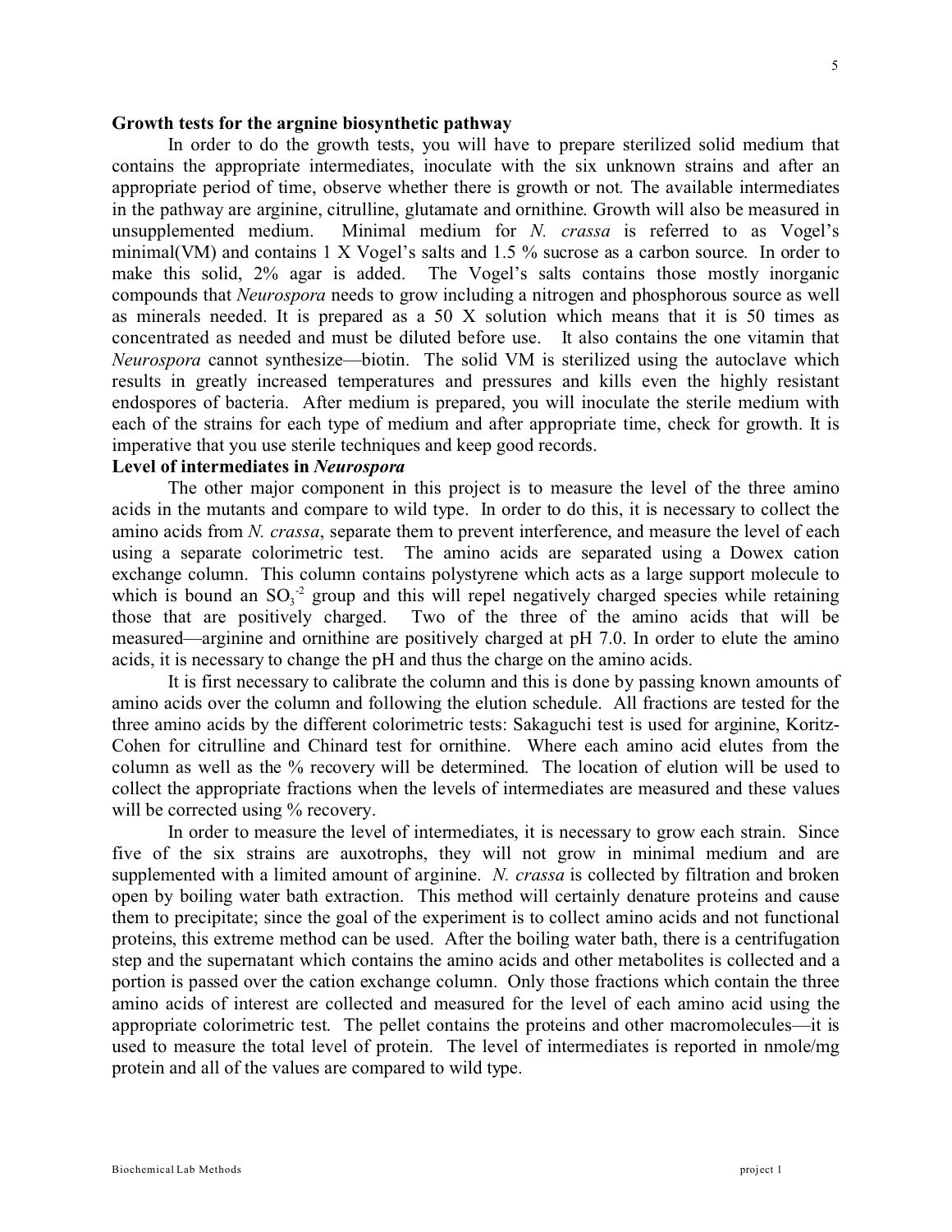**Growth tests for the argnine biosynthetic pathway**

In order to do the growth tests, you will have to prepare sterilized solid medium that contains the appropriate intermediates, inoculate with the six unknown strains and after an appropriate period of time, observe whether there is growth or not. The available intermediates in the pathway are arginine, citrulline, glutamate and ornithine. Growth will also be measured in unsupplemented medium. Minimal medium for *N. crassa* is referred to as Vogel's minimal(VM) and contains 1 X Vogel's salts and 1.5 % sucrose as a carbon source. In order to make this solid, 2% agar is added. The Vogel's salts contains those mostly inorganic compounds that *Neurospora* needs to grow including a nitrogen and phosphorous source as well as minerals needed. It is prepared as a 50 X solution which means that it is 50 times as concentrated as needed and must be diluted before use. It also contains the one vitamin that *Neurospora* cannot synthesize—biotin. The solid VM is sterilized using the autoclave which results in greatly increased temperatures and pressures and kills even the highly resistant endospores of bacteria. After medium is prepared, you will inoculate the sterile medium with each of the strains for each type of medium and after appropriate time, check for growth. It is imperative that you use sterile techniques and keep good records.

**Level of intermediates in *Neurospora***

The other major component in this project is to measure the level of the three amino acids in the mutants and compare to wild type. In order to do this, it is necessary to collect the amino acids from *N. crassa*, separate them to prevent interference, and measure the level of each using a separate colorimetric test. The amino acids are separated using a Dowex cation exchange column. This column contains polystyrene which acts as a large support molecule to which is bound an $SO_3^{-2}$ group and this will repel negatively charged species while retaining those that are positively charged. Two of the three of the amino acids that will be measured—arginine and ornithine are positively charged at pH 7.0. In order to elute the amino acids, it is necessary to change the pH and thus the charge on the amino acids.

It is first necessary to calibrate the column and this is done by passing known amounts of amino acids over the column and following the elution schedule. All fractions are tested for the three amino acids by the different colorimetric tests: Sakaguchi test is used for arginine, Koritz-Cohen for citrulline and Chinard test for ornithine. Where each amino acid elutes from the column as well as the % recovery will be determined. The location of elution will be used to collect the appropriate fractions when the levels of intermediates are measured and these values will be corrected using % recovery.

In order to measure the level of intermediates, it is necessary to grow each strain. Since five of the six strains are auxotrophs, they will not grow in minimal medium and are supplemented with a limited amount of arginine. *N. crassa* is collected by filtration and broken open by boiling water bath extraction. This method will certainly denature proteins and cause them to precipitate; since the goal of the experiment is to collect amino acids and not functional proteins, this extreme method can be used. After the boiling water bath, there is a centrifugation step and the supernatant which contains the amino acids and other metabolites is collected and a portion is passed over the cation exchange column. Only those fractions which contain the three amino acids of interest are collected and measured for the level of each amino acid using the appropriate colorimetric test. The pellet contains the proteins and other macromolecules—it is used to measure the total level of protein. The level of intermediates is reported in nmole/mg protein and all of the values are compared to wild type.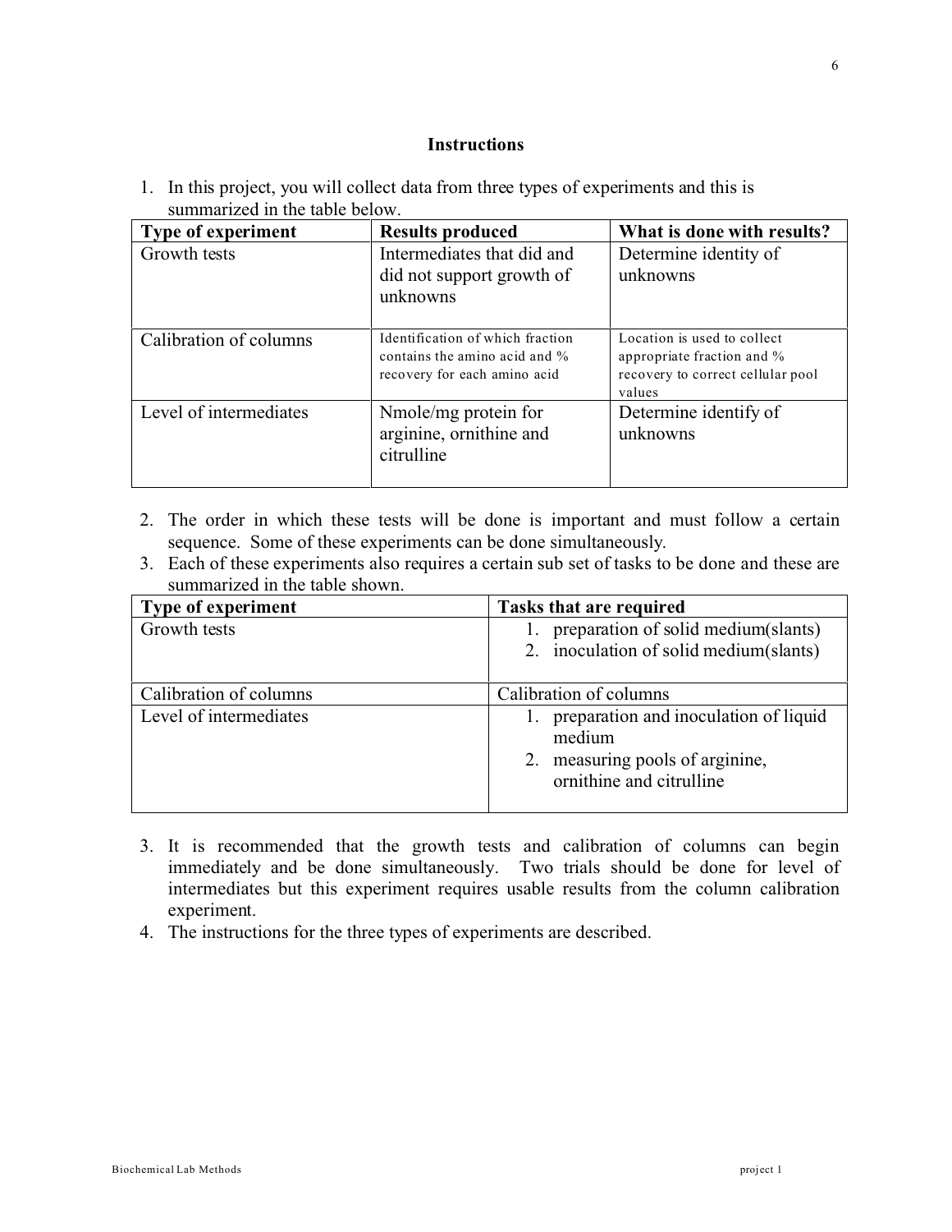## Instructions

1. In this project, you will collect data from three types of experiments and this is summarized in the table below.

| Type of experiment | Results produced | What is done with results? |
|---|---|---|
| Growth tests | Intermediates that did and did not support growth of unknowns | Determine identity of unknowns |
| Calibration of columns | Identification of which fraction contains the amino acid and % recovery for each amino acid | Location is used to collect appropriate fraction and % recovery to correct cellular pool values |
| Level of intermediates | Nmole/mg protein for arginine, ornithine and citrulline | Determine identify of unknowns |

2. The order in which these tests will be done is important and must follow a certain sequence. Some of these experiments can be done simultaneously.
3. Each of these experiments also requires a certain sub set of tasks to be done and these are summarized in the table shown.

| Type of experiment | Tasks that are required |
|---|---|
| Growth tests | 1. preparation of solid medium(slants)<br>2. inoculation of solid medium(slants) |
| Calibration of columns | Calibration of columns |
| Level of intermediates | 1. preparation and inoculation of liquid medium<br>2. measuring pools of arginine, ornithine and citrulline |

3. It is recommended that the growth tests and calibration of columns can begin immediately and be done simultaneously. Two trials should be done for level of intermediates but this experiment requires usable results from the column calibration experiment.
4. The instructions for the three types of experiments are described.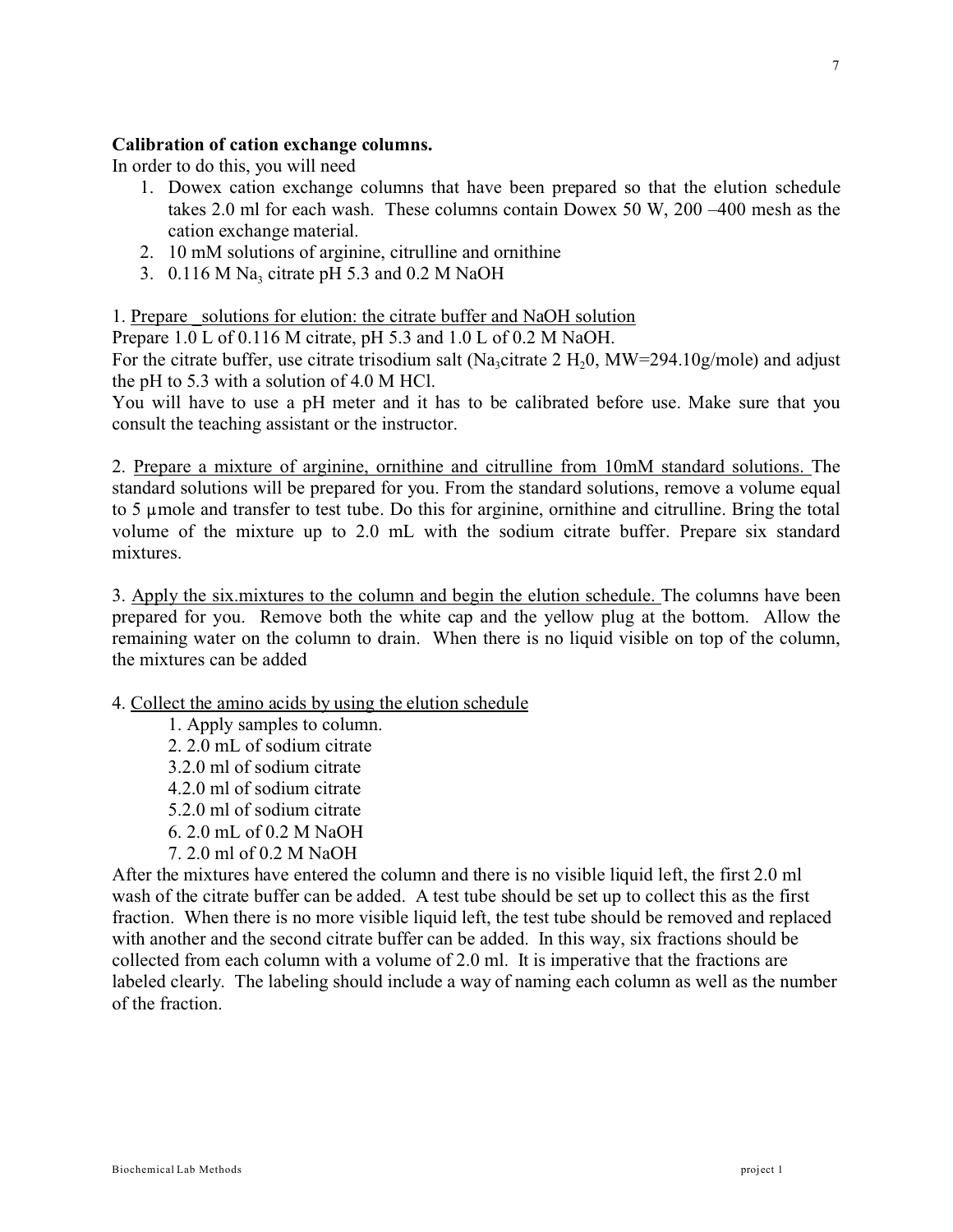**Calibration of cation exchange columns.**

In order to do this, you will need

1. Dowex cation exchange columns that have been prepared so that the elution schedule takes 2.0 ml for each wash. These columns contain Dowex 50 W, 200 –400 mesh as the cation exchange material.
2. 10 mM solutions of arginine, citrulline and ornithine
3. 0.116 M $Na_3$ citrate pH 5.3 and 0.2 M NaOH

1. Prepare _solutions for elution: the citrate buffer and NaOH solution

Prepare 1.0 L of 0.116 M citrate, pH 5.3 and 1.0 L of 0.2 M NaOH.

For the citrate buffer, use citrate trisodium salt ($Na_3$citrate 2 $H_20$, MW=294.10g/mole) and adjust the pH to 5.3 with a solution of 4.0 M HCl.

You will have to use a pH meter and it has to be calibrated before use. Make sure that you consult the teaching assistant or the instructor.

2. Prepare a mixture of arginine, ornithine and citrulline from 10mM standard solutions. The standard solutions will be prepared for you. From the standard solutions, remove a volume equal to 5 µmole and transfer to test tube. Do this for arginine, ornithine and citrulline. Bring the total volume of the mixture up to 2.0 mL with the sodium citrate buffer. Prepare six standard mixtures.

3. Apply the six.mixtures to the column and begin the elution schedule. The columns have been prepared for you. Remove both the white cap and the yellow plug at the bottom. Allow the remaining water on the column to drain. When there is no liquid visible on top of the column, the mixtures can be added

4. Collect the amino acids by using the elution schedule

1. Apply samples to column.
2. 2.0 mL of sodium citrate
3. 2.0 ml of sodium citrate
4. 2.0 ml of sodium citrate
5. 2.0 ml of sodium citrate
6. 2.0 mL of 0.2 M NaOH
7. 2.0 ml of 0.2 M NaOH

After the mixtures have entered the column and there is no visible liquid left, the first 2.0 ml wash of the citrate buffer can be added. A test tube should be set up to collect this as the first fraction. When there is no more visible liquid left, the test tube should be removed and replaced with another and the second citrate buffer can be added. In this way, six fractions should be collected from each column with a volume of 2.0 ml. It is imperative that the fractions are labeled clearly. The labeling should include a way of naming each column as well as the number of the fraction.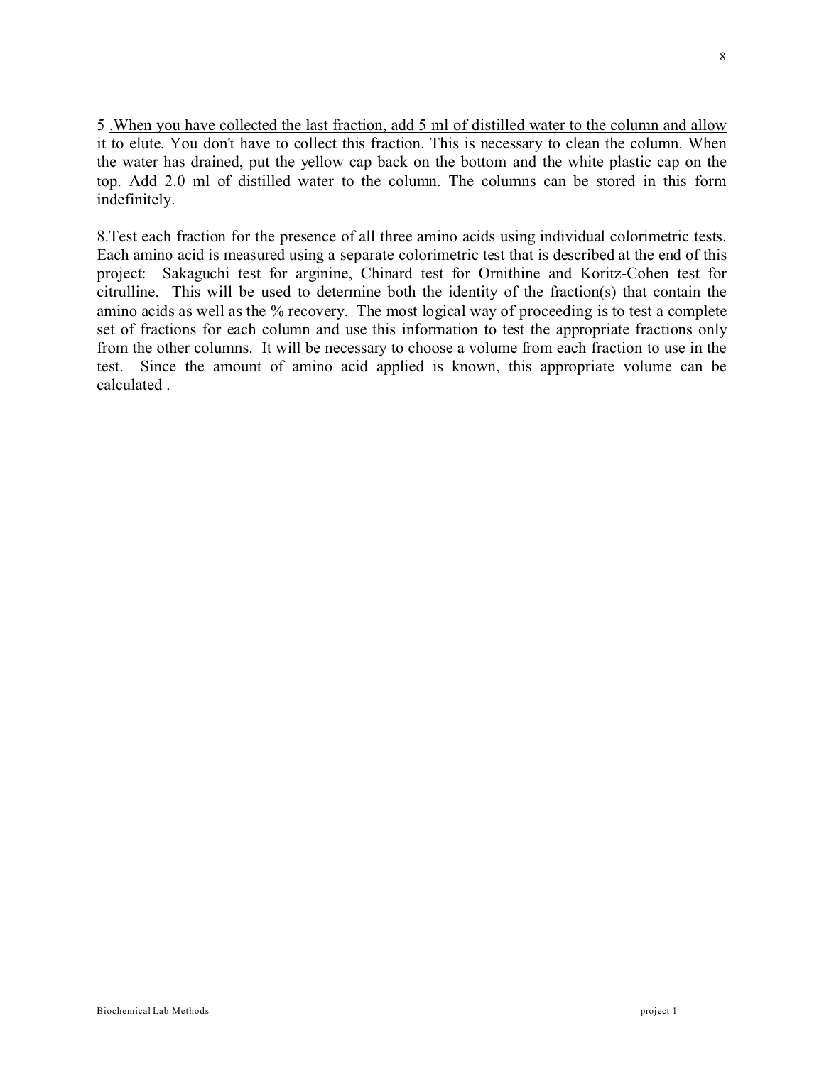5 .<u>When you have collected the last fraction, add 5 ml of distilled water to the column and allow it to elute</u>. You don't have to collect this fraction. This is necessary to clean the column. When the water has drained, put the yellow cap back on the bottom and the white plastic cap on the top. Add 2.0 ml of distilled water to the column. The columns can be stored in this form indefinitely.

8.<u>Test each fraction for the presence of all three amino acids using individual colorimetric tests.</u> Each amino acid is measured using a separate colorimetric test that is described at the end of this project: Sakaguchi test for arginine, Chinard test for Ornithine and Koritz-Cohen test for citrulline. This will be used to determine both the identity of the fraction(s) that contain the amino acids as well as the % recovery. The most logical way of proceeding is to test a complete set of fractions for each column and use this information to test the appropriate fractions only from the other columns. It will be necessary to choose a volume from each fraction to use in the test. Since the amount of amino acid applied is known, this appropriate volume can be calculated .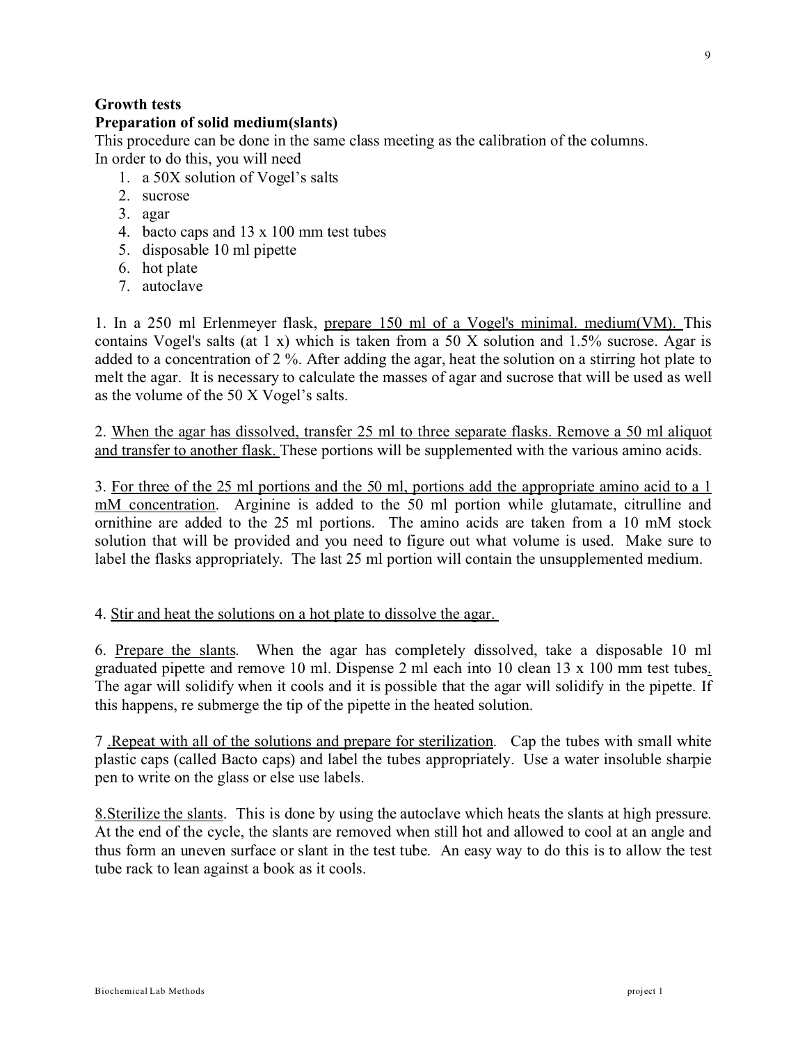**Growth tests**

**Preparation of solid medium(slants)**

This procedure can be done in the same class meeting as the calibration of the columns.
In order to do this, you will need

1. a 50X solution of Vogel's salts
2. sucrose
3. agar
4. bacto caps and 13 x 100 mm test tubes
5. disposable 10 ml pipette
6. hot plate
7. autoclave

1. In a 250 ml Erlenmeyer flask, <u>prepare 150 ml of a Vogel's minimal. medium(VM).</u> This contains Vogel's salts (at 1 x) which is taken from a 50 X solution and 1.5% sucrose. Agar is added to a concentration of 2 %. After adding the agar, heat the solution on a stirring hot plate to melt the agar. It is necessary to calculate the masses of agar and sucrose that will be used as well as the volume of the 50 X Vogel's salts.

2. <u>When the agar has dissolved, transfer 25 ml to three separate flasks. Remove a 50 ml aliquot and transfer to another flask.</u> These portions will be supplemented with the various amino acids.

3. <u>For three of the 25 ml portions and the 50 ml, portions add the appropriate amino acid to a 1 mM concentration</u>. Arginine is added to the 50 ml portion while glutamate, citrulline and ornithine are added to the 25 ml portions. The amino acids are taken from a 10 mM stock solution that will be provided and you need to figure out what volume is used. Make sure to label the flasks appropriately. The last 25 ml portion will contain the unsupplemented medium.

4. <u>Stir and heat the solutions on a hot plate to dissolve the agar.</u>

6. <u>Prepare the slants</u>. When the agar has completely dissolved, take a disposable 10 ml graduated pipette and remove 10 ml. Dispense 2 ml each into 10 clean 13 x 100 mm test tubes. The agar will solidify when it cools and it is possible that the agar will solidify in the pipette. If this happens, re submerge the tip of the pipette in the heated solution.

7 .<u>Repeat with all of the solutions and prepare for sterilization</u>. Cap the tubes with small white plastic caps (called Bacto caps) and label the tubes appropriately. Use a water insoluble sharpie pen to write on the glass or else use labels.

8.<u>Sterilize the slants</u>. This is done by using the autoclave which heats the slants at high pressure. At the end of the cycle, the slants are removed when still hot and allowed to cool at an angle and thus form an uneven surface or slant in the test tube. An easy way to do this is to allow the test tube rack to lean against a book as it cools.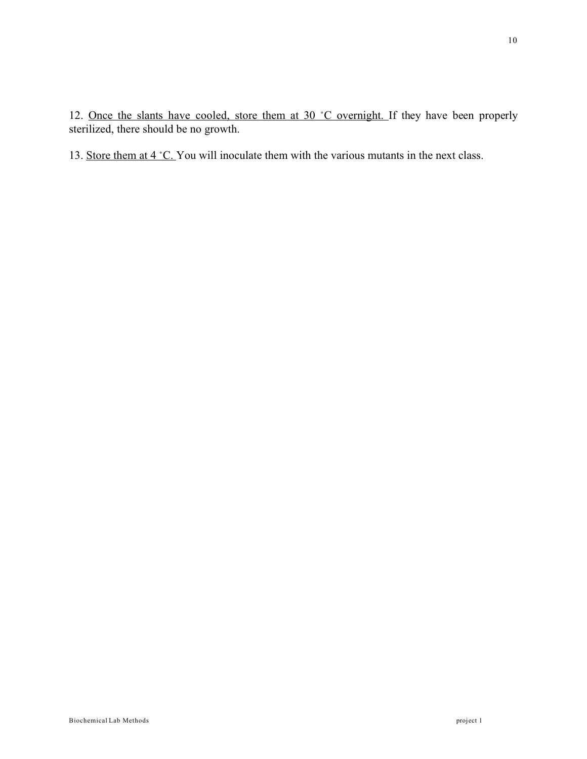12. <u>Once the slants have cooled, store them at 30 ˚C overnight.</u> If they have been properly sterilized, there should be no growth.

13. <u>Store them at 4 ˚C.</u> You will inoculate them with the various mutants in the next class.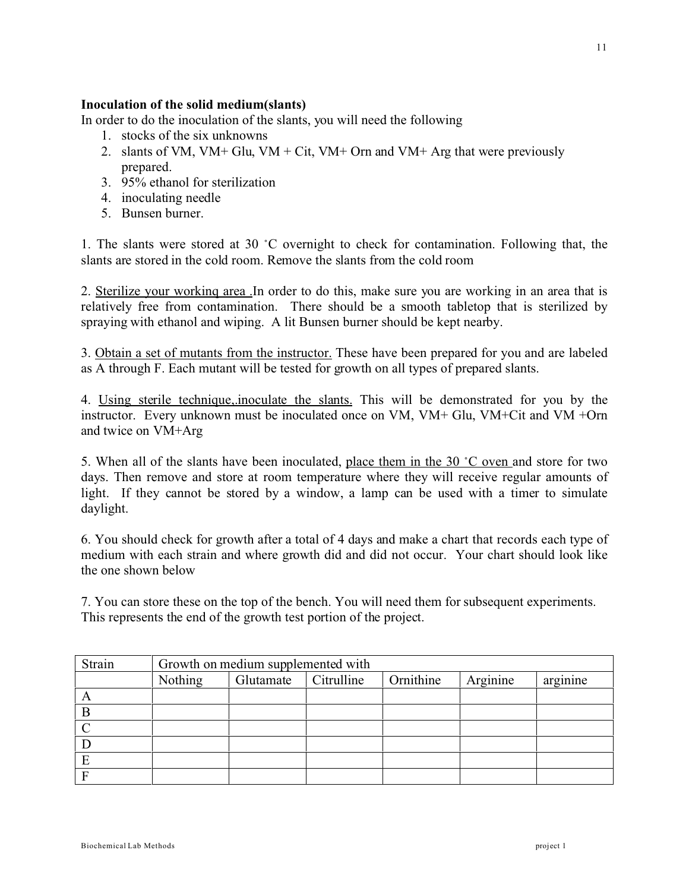**Inoculation of the solid medium(slants)**

In order to do the inoculation of the slants, you will need the following

1. stocks of the six unknowns
2. slants of VM, VM+ Glu, VM + Cit, VM+ Orn and VM+ Arg that were previously prepared.
3. 95% ethanol for sterilization
4. inoculating needle
5. Bunsen burner.

1. The slants were stored at 30 ˚C overnight to check for contamination. Following that, the slants are stored in the cold room. Remove the slants from the cold room

2. <u>Sterilize your workinq area .</u>In order to do this, make sure you are working in an area that is relatively free from contamination. There should be a smooth tabletop that is sterilized by spraying with ethanol and wiping. A lit Bunsen burner should be kept nearby.

3. <u>Obtain a set of mutants from the instructor.</u> These have been prepared for you and are labeled as A through F. Each mutant will be tested for growth on all types of prepared slants.

4. <u>Using sterile technique,.inoculate the slants.</u> This will be demonstrated for you by the instructor. Every unknown must be inoculated once on VM, VM+ Glu, VM+Cit and VM +Orn and twice on VM+Arg

5. When all of the slants have been inoculated, <u>place them in the 30 ˚C oven</u> and store for two days. Then remove and store at room temperature where they will receive regular amounts of light. If they cannot be stored by a window, a lamp can be used with a timer to simulate daylight.

6. You should check for growth after a total of 4 days and make a chart that records each type of medium with each strain and where growth did and did not occur. Your chart should look like the one shown below

7. You can store these on the top of the bench. You will need them for subsequent experiments. This represents the end of the growth test portion of the project.

| Strain | Growth on medium supplemented with | | | | | |
|---|---|---|---|---|---|---|
| | Nothing | Glutamate | Citrulline | Ornithine | Arginine | arginine |
| A | | | | | | |
| B | | | | | | |
| C | | | | | | |
| D | | | | | | |
| E | | | | | | |
| F | | | | | | |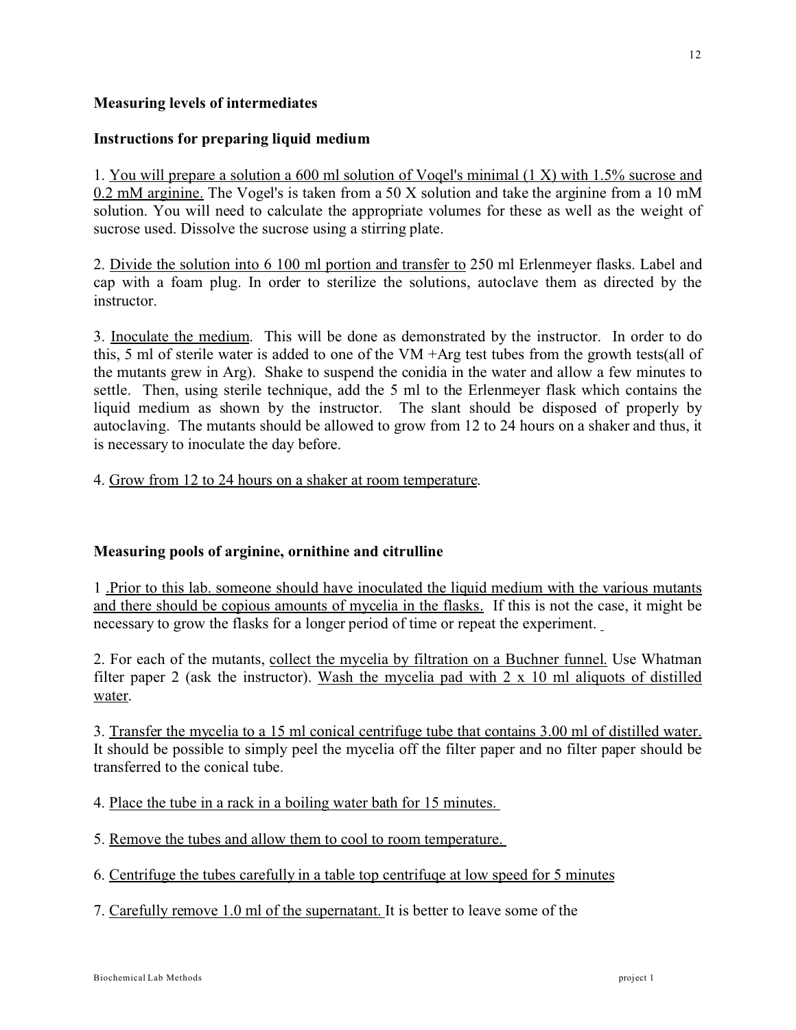**Measuring levels of intermediates**

**Instructions for preparing liquid medium**

1. You will prepare a solution a 600 ml solution of Voqel's minimal (1 X) with 1.5% sucrose and 0.2 mM arginine. The Vogel's is taken from a 50 X solution and take the arginine from a 10 mM solution. You will need to calculate the appropriate volumes for these as well as the weight of sucrose used. Dissolve the sucrose using a stirring plate.

2. Divide the solution into 6 100 ml portion and transfer to 250 ml Erlenmeyer flasks. Label and cap with a foam plug. In order to sterilize the solutions, autoclave them as directed by the instructor.

3. Inoculate the medium. This will be done as demonstrated by the instructor. In order to do this, 5 ml of sterile water is added to one of the VM +Arg test tubes from the growth tests(all of the mutants grew in Arg). Shake to suspend the conidia in the water and allow a few minutes to settle. Then, using sterile technique, add the 5 ml to the Erlenmeyer flask which contains the liquid medium as shown by the instructor. The slant should be disposed of properly by autoclaving. The mutants should be allowed to grow from 12 to 24 hours on a shaker and thus, it is necessary to inoculate the day before.

4. Grow from 12 to 24 hours on a shaker at room temperature.

**Measuring pools of arginine, ornithine and citrulline**

1 .Prior to this lab. someone should have inoculated the liquid medium with the various mutants and there should be copious amounts of mycelia in the flasks. If this is not the case, it might be necessary to grow the flasks for a longer period of time or repeat the experiment.

2. For each of the mutants, collect the mycelia by filtration on a Buchner funnel. Use Whatman filter paper 2 (ask the instructor). Wash the mycelia pad with 2 x 10 ml aliquots of distilled water.

3. Transfer the mycelia to a 15 ml conical centrifuge tube that contains 3.00 ml of distilled water. It should be possible to simply peel the mycelia off the filter paper and no filter paper should be transferred to the conical tube.

4. Place the tube in a rack in a boiling water bath for 15 minutes.

5. Remove the tubes and allow them to cool to room temperature.

6. Centrifuge the tubes carefully in a table top centrifuqe at low speed for 5 minutes

7. Carefully remove 1.0 ml of the supernatant. It is better to leave some of the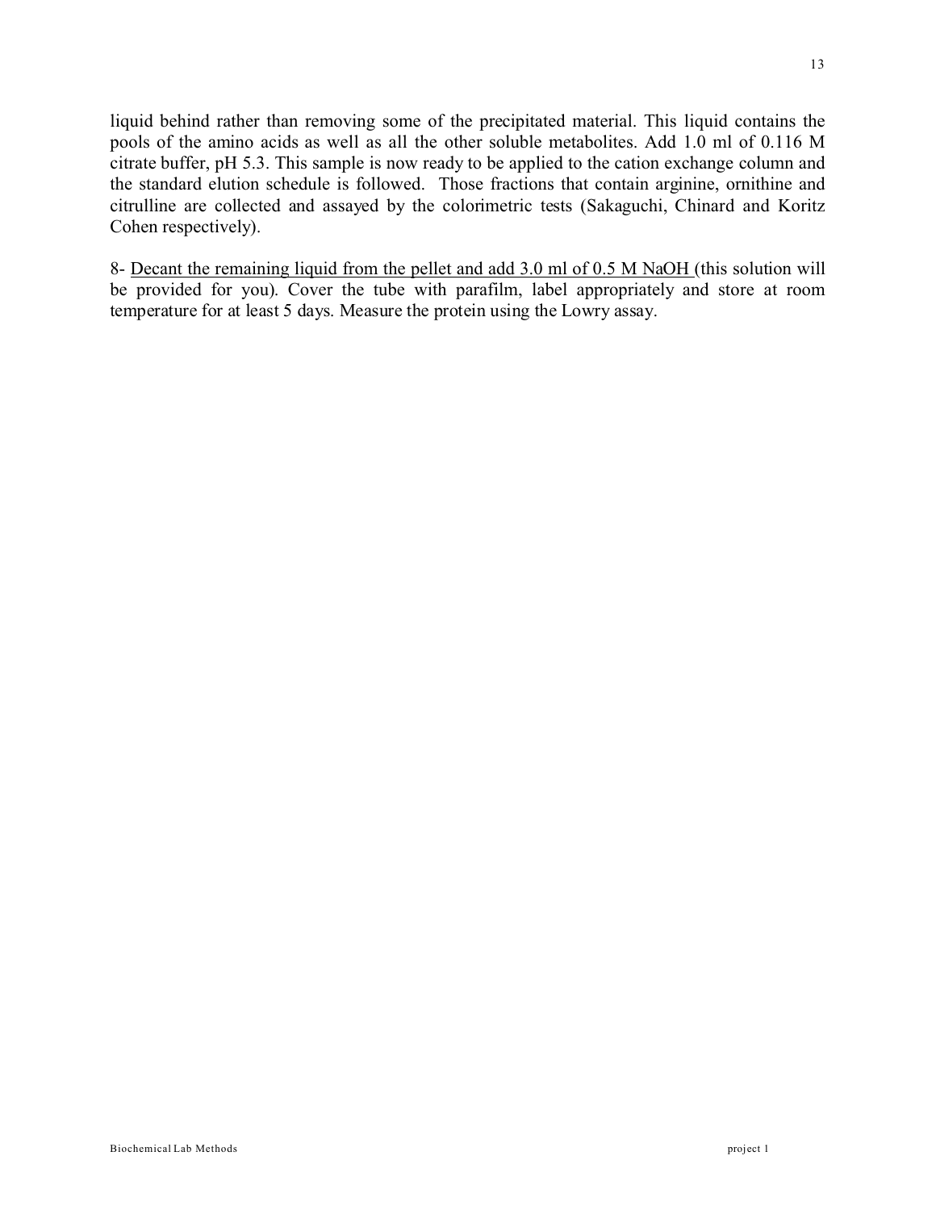liquid behind rather than removing some of the precipitated material. This liquid contains the pools of the amino acids as well as all the other soluble metabolites. Add 1.0 ml of 0.116 M citrate buffer, pH 5.3. This sample is now ready to be applied to the cation exchange column and the standard elution schedule is followed. Those fractions that contain arginine, ornithine and citrulline are collected and assayed by the colorimetric tests (Sakaguchi, Chinard and Koritz Cohen respectively).

8- <u>Decant the remaining liquid from the pellet and add 3.0 ml of 0.5 M NaOH</u> (this solution will be provided for you). Cover the tube with parafilm, label appropriately and store at room temperature for at least 5 days. Measure the protein using the Lowry assay.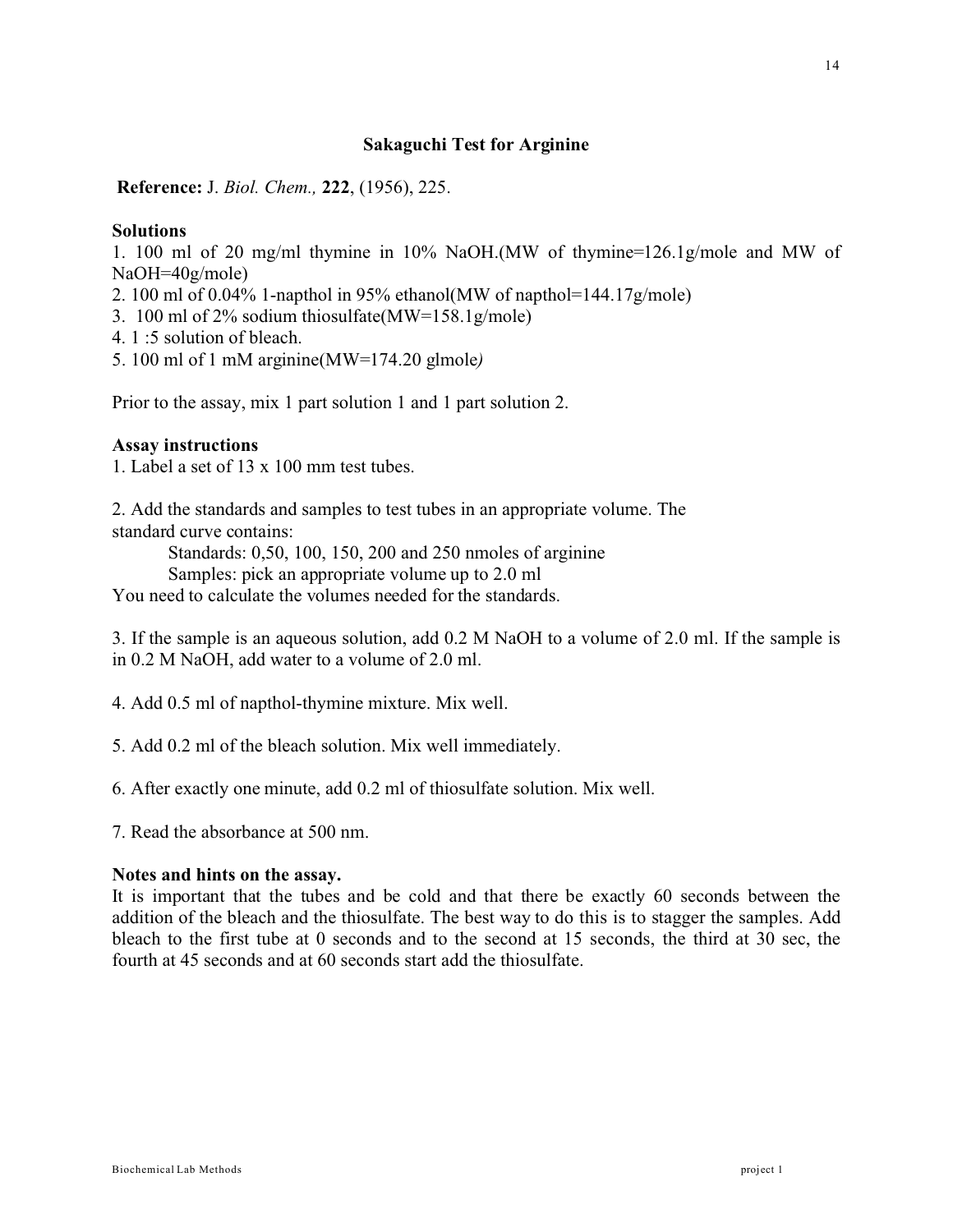## Sakaguchi Test for Arginine

**Reference:** J. *Biol. Chem.,* **222**, (1956), 225.

**Solutions**

1. 100 ml of 20 mg/ml thymine in 10% NaOH.(MW of thymine=126.1g/mole and MW of NaOH=40g/mole)
2. 100 ml of 0.04% 1-napthol in 95% ethanol(MW of napthol=144.17g/mole)
3. 100 ml of 2% sodium thiosulfate(MW=158.1g/mole)
4. 1 :5 solution of bleach.
5. 100 ml of 1 mM arginine(MW=174.20 glmole*)*

Prior to the assay, mix 1 part solution 1 and 1 part solution 2.

**Assay instructions**

1. Label a set of 13 x 100 mm test tubes.

2. Add the standards and samples to test tubes in an appropriate volume. The standard curve contains:

   Standards: 0,50, 100, 150, 200 and 250 nmoles of arginine

   Samples: pick an appropriate volume up to 2.0 ml

   You need to calculate the volumes needed for the standards.

3. If the sample is an aqueous solution, add 0.2 M NaOH to a volume of 2.0 ml. If the sample is in 0.2 M NaOH, add water to a volume of 2.0 ml.

4. Add 0.5 ml of napthol-thymine mixture. Mix well.

5. Add 0.2 ml of the bleach solution. Mix well immediately.

6. After exactly one minute, add 0.2 ml of thiosulfate solution. Mix well.

7. Read the absorbance at 500 nm.

**Notes and hints on the assay.**

It is important that the tubes and be cold and that there be exactly 60 seconds between the addition of the bleach and the thiosulfate. The best way to do this is to stagger the samples. Add bleach to the first tube at 0 seconds and to the second at 15 seconds, the third at 30 sec, the fourth at 45 seconds and at 60 seconds start add the thiosulfate.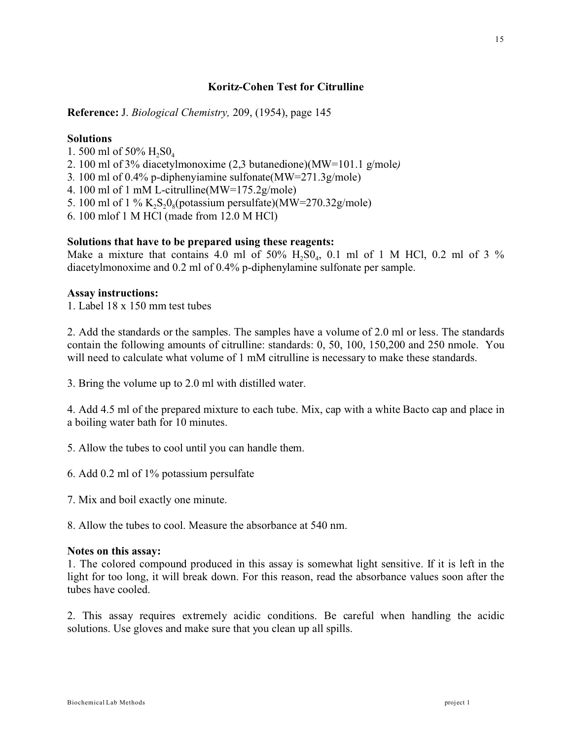## Koritz-Cohen Test for Citrulline

**Reference:** J. *Biological Chemistry,* 209, (1954), page 145

### Solutions

1. 500 ml of 50% $H_2S0_4$
2. 100 ml of 3% diacetylmonoxime (2,3 butanedione)(MW=101.1 g/mole*)*
3. 100 ml of 0.4% p-diphenyiamine sulfonate(MW=271.3g/mole)
4. 100 ml of 1 mM L-citrulline(MW=175.2g/mole)
5. 100 ml of 1 % $K_2S_20_8$(potassium persulfate)(MW=270.32g/mole)
6. 100 mlof 1 M HCl (made from 12.0 M HCl)

### Solutions that have to be prepared using these reagents:

Make a mixture that contains 4.0 ml of 50% $H_2S0_4$, 0.1 ml of 1 M HCl, 0.2 ml of 3 % diacetylmonoxime and 0.2 ml of 0.4% p-diphenylamine sulfonate per sample.

### Assay instructions:

1. Label 18 x 150 mm test tubes

2. Add the standards or the samples. The samples have a volume of 2.0 ml or less. The standards contain the following amounts of citrulline: standards: 0, 50, 100, 150,200 and 250 nmole. You will need to calculate what volume of 1 mM citrulline is necessary to make these standards.

3. Bring the volume up to 2.0 ml with distilled water.

4. Add 4.5 ml of the prepared mixture to each tube. Mix, cap with a white Bacto cap and place in a boiling water bath for 10 minutes.

5. Allow the tubes to cool until you can handle them.

6. Add 0.2 ml of 1% potassium persulfate

7. Mix and boil exactly one minute.

8. Allow the tubes to cool. Measure the absorbance at 540 nm.

### Notes on this assay:

1. The colored compound produced in this assay is somewhat light sensitive. If it is left in the light for too long, it will break down. For this reason, read the absorbance values soon after the tubes have cooled.

2. This assay requires extremely acidic conditions. Be careful when handling the acidic solutions. Use gloves and make sure that you clean up all spills.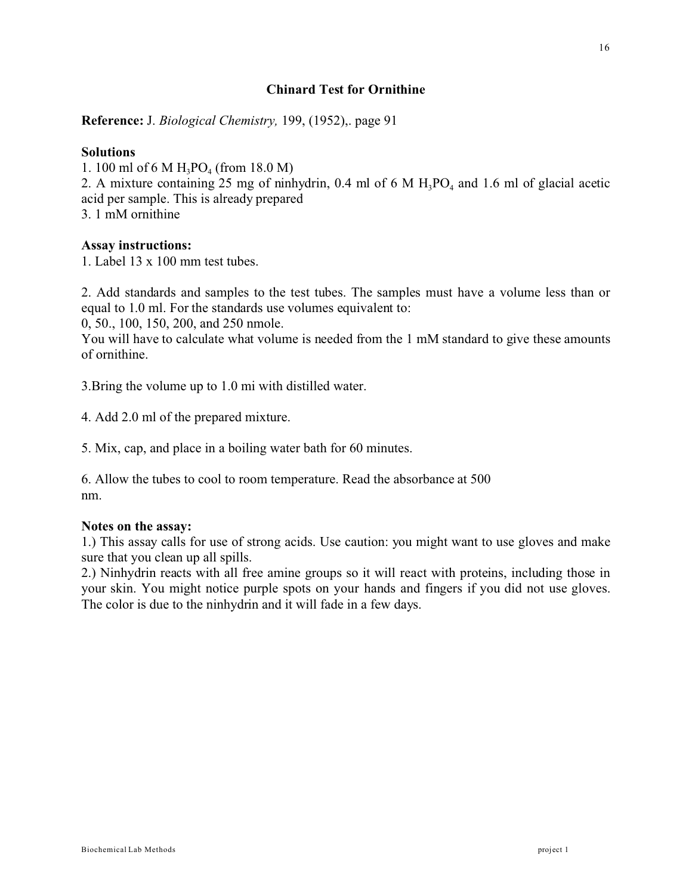## Chinard Test for Ornithine

**Reference:** J. *Biological Chemistry,* 199, (1952),. page 91

**Solutions**

1. 100 ml of 6 M $H_3PO_4$ (from 18.0 M)
2. A mixture containing 25 mg of ninhydrin, 0.4 ml of 6 M $H_3PO_4$ and 1.6 ml of glacial acetic acid per sample. This is already prepared
3. 1 mM ornithine

**Assay instructions:**

1. Label 13 x 100 mm test tubes.

2. Add standards and samples to the test tubes. The samples must have a volume less than or equal to 1.0 ml. For the standards use volumes equivalent to:
0, 50., 100, 150, 200, and 250 nmole.
You will have to calculate what volume is needed from the 1 mM standard to give these amounts of ornithine.

3.Bring the volume up to 1.0 mi with distilled water.

4. Add 2.0 ml of the prepared mixture.

5. Mix, cap, and place in a boiling water bath for 60 minutes.

6. Allow the tubes to cool to room temperature. Read the absorbance at 500 nm.

**Notes on the assay:**

1.) This assay calls for use of strong acids. Use caution: you might want to use gloves and make sure that you clean up all spills.

2.) Ninhydrin reacts with all free amine groups so it will react with proteins, including those in your skin. You might notice purple spots on your hands and fingers if you did not use gloves. The color is due to the ninhydrin and it will fade in a few days.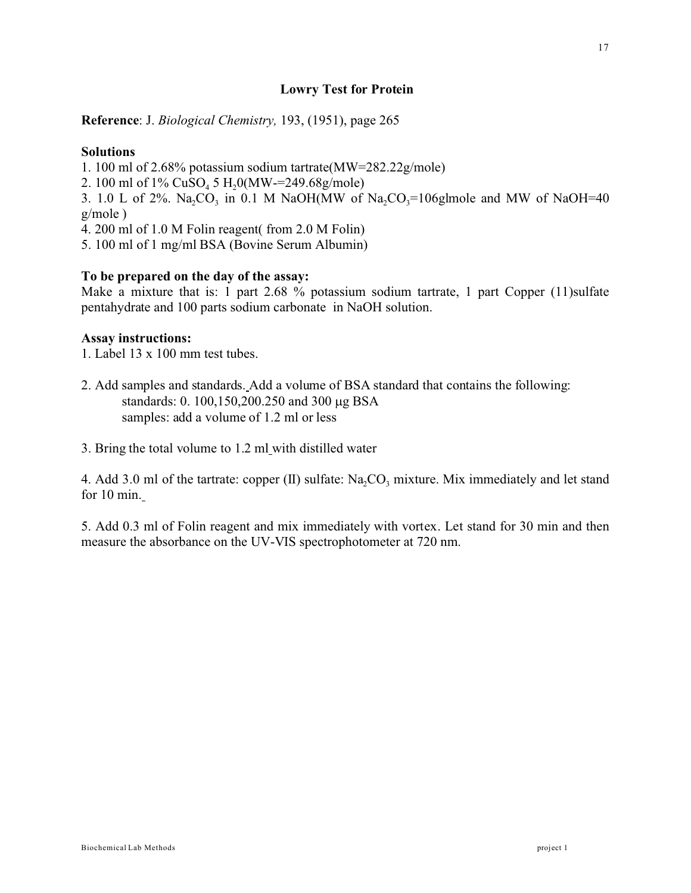# Lowry Test for Protein

**Reference**: J. *Biological Chemistry,* 193, (1951), page 265

**Solutions**

1. 100 ml of 2.68% potassium sodium tartrate(MW=282.22g/mole)
2. 100 ml of 1% $CuSO_4$ 5 $H_2$0(MW-=249.68g/mole)
3. 1.0 L of 2%. $Na_2CO_3$ in 0.1 M NaOH(MW of $Na_2CO_3$=106glmole and MW of NaOH=40 g/mole )
4. 200 ml of 1.0 M Folin reagent( from 2.0 M Folin)
5. 100 ml of 1 mg/ml BSA (Bovine Serum Albumin)

**To be prepared on the day of the assay:**

Make a mixture that is: 1 part 2.68 % potassium sodium tartrate, 1 part Copper (11)sulfate pentahydrate and 100 parts sodium carbonate in NaOH solution.

**Assay instructions:**

1. Label 13 x 100 mm test tubes.

2. Add samples and standards. Add a volume of BSA standard that contains the following:
   standards: 0. 100,150,200.250 and 300 μg BSA
   samples: add a volume of 1.2 ml or less

3. Bring the total volume to 1.2 ml with distilled water

4. Add 3.0 ml of the tartrate: copper (II) sulfate: $Na_2CO_3$ mixture. Mix immediately and let stand for 10 min.

5. Add 0.3 ml of Folin reagent and mix immediately with vortex. Let stand for 30 min and then measure the absorbance on the UV-VIS spectrophotometer at 720 nm.